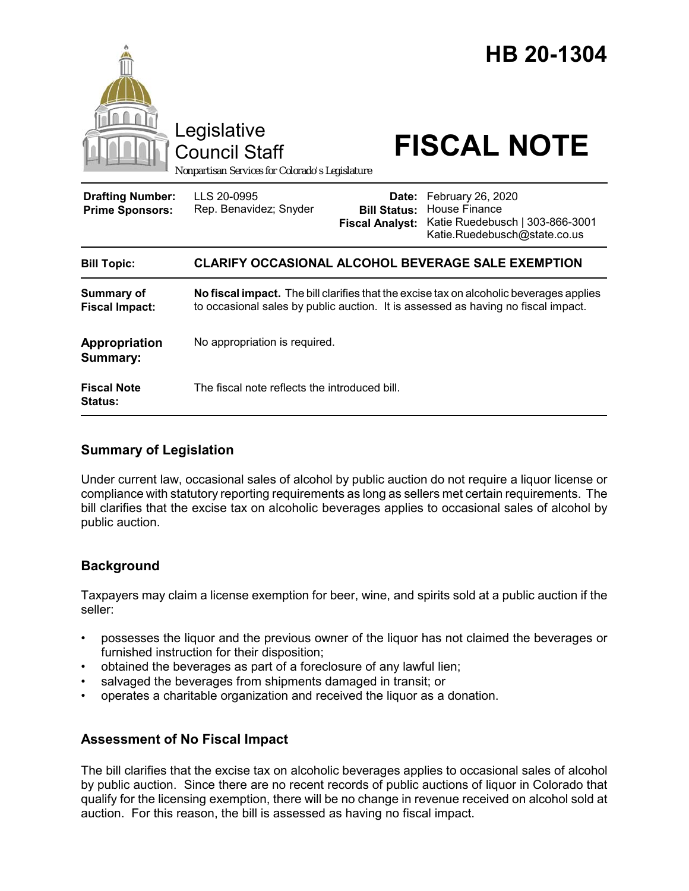# HB 20-1304

Legislative Council Staff

*Nonpartisan Services for Colorado's Legislature*

# FISCAL NOTE

| | | | |
|---|---|---|---|
| **Drafting Number:** | LLS 20-0995 | **Date:** | February 26, 2020 |
| **Prime Sponsors:** | Rep. Benavidez; Snyder | **Bill Status:** | House Finance |
| | | **Fiscal Analyst:** | Katie Ruedebusch \| 303-866-3001 Katie.Ruedebusch@state.co.us |

| | |
|---|---|
| **Bill Topic:** | **CLARIFY OCCASIONAL ALCOHOL BEVERAGE SALE EXEMPTION** |
| **Summary of Fiscal Impact:** | **No fiscal impact.** The bill clarifies that the excise tax on alcoholic beverages applies to occasional sales by public auction. It is assessed as having no fiscal impact. |
| **Appropriation Summary:** | No appropriation is required. |
| **Fiscal Note Status:** | The fiscal note reflects the introduced bill. |

## Summary of Legislation

Under current law, occasional sales of alcohol by public auction do not require a liquor license or compliance with statutory reporting requirements as long as sellers met certain requirements. The bill clarifies that the excise tax on alcoholic beverages applies to occasional sales of alcohol by public auction.

## Background

Taxpayers may claim a license exemption for beer, wine, and spirits sold at a public auction if the seller:

- possesses the liquor and the previous owner of the liquor has not claimed the beverages or furnished instruction for their disposition;
- obtained the beverages as part of a foreclosure of any lawful lien;
- salvaged the beverages from shipments damaged in transit; or
- operates a charitable organization and received the liquor as a donation.

## Assessment of No Fiscal Impact

The bill clarifies that the excise tax on alcoholic beverages applies to occasional sales of alcohol by public auction. Since there are no recent records of public auctions of liquor in Colorado that qualify for the licensing exemption, there will be no change in revenue received on alcohol sold at auction. For this reason, the bill is assessed as having no fiscal impact.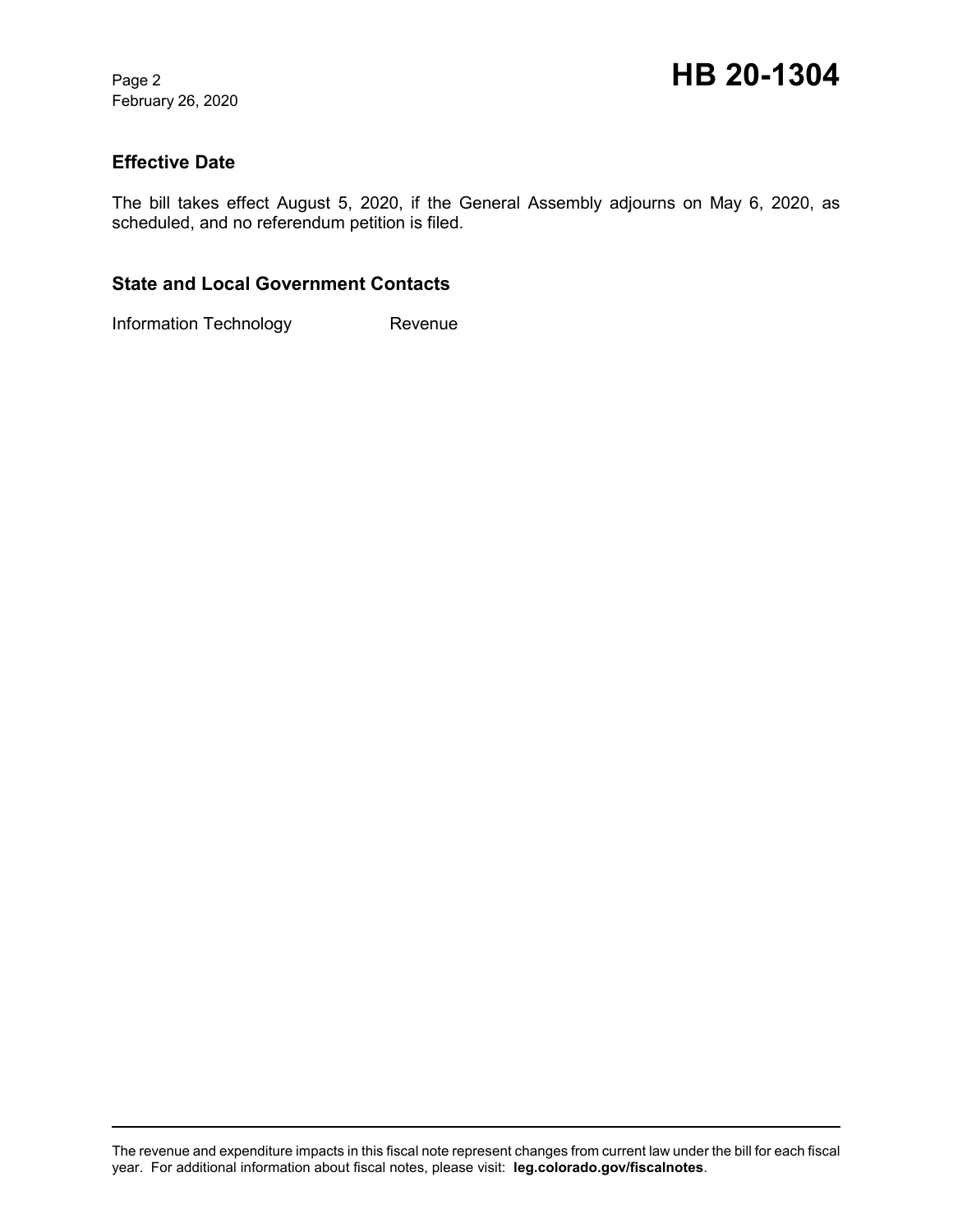## Effective Date

The bill takes effect August 5, 2020, if the General Assembly adjourns on May 6, 2020, as scheduled, and no referendum petition is filed.

## State and Local Government Contacts

| | |
|---|---|
| Information Technology | Revenue |

The revenue and expenditure impacts in this fiscal note represent changes from current law under the bill for each fiscal year. For additional information about fiscal notes, please visit: **leg.colorado.gov/fiscalnotes**.